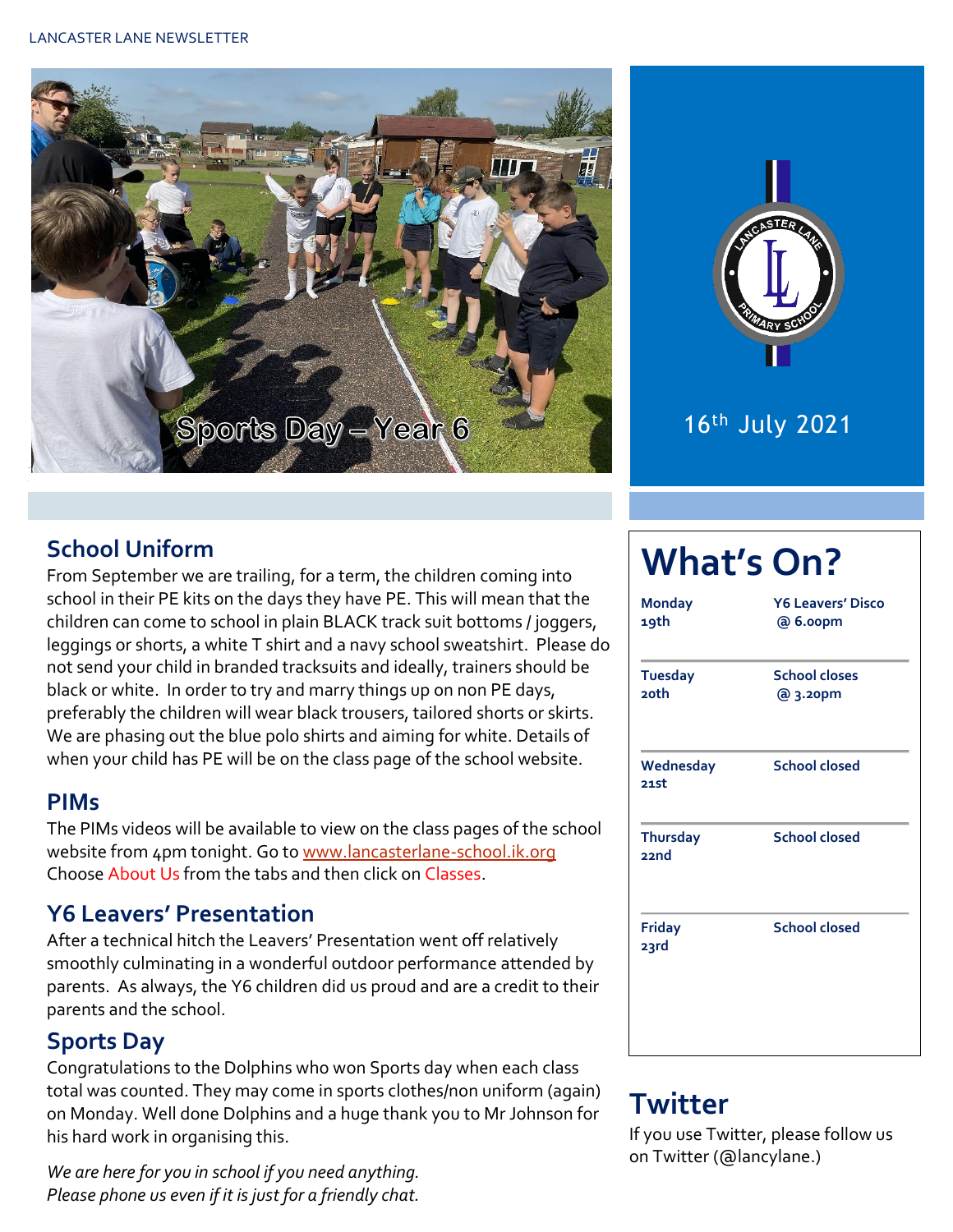LANCASTER LANE NEWSLETTER

Sports Day – Year 6

16th July 2021

## School Uniform

From September we are trailing, for a term, the children coming into school in their PE kits on the days they have PE. This will mean that the children can come to school in plain BLACK track suit bottoms / joggers, leggings or shorts, a white T shirt and a navy school sweatshirt. Please do not send your child in branded tracksuits and ideally, trainers should be black or white. In order to try and marry things up on non PE days, preferably the children will wear black trousers, tailored shorts or skirts. We are phasing out the blue polo shirts and aiming for white. Details of when your child has PE will be on the class page of the school website.

## PIMs

The PIMs videos will be available to view on the class pages of the school website from 4pm tonight. Go to www.lancasterlane-school.ik.org Choose About Us from the tabs and then click on Classes.

## Y6 Leavers' Presentation

After a technical hitch the Leavers' Presentation went off relatively smoothly culminating in a wonderful outdoor performance attended by parents. As always, the Y6 children did us proud and are a credit to their parents and the school.

## Sports Day

Congratulations to the Dolphins who won Sports day when each class total was counted. They may come in sports clothes/non uniform (again) on Monday. Well done Dolphins and a huge thank you to Mr Johnson for his hard work in organising this.

*We are here for you in school if you need anything.*
*Please phone us even if it is just for a friendly chat.*

# What's On?

| | |
|---|---|
| **Monday 19th** | **Y6 Leavers' Disco @ 6.00pm** |
| **Tuesday 20th** | **School closes @ 3.20pm** |
| **Wednesday 21st** | **School closed** |
| **Thursday 22nd** | **School closed** |
| **Friday 23rd** | **School closed** |

## Twitter

If you use Twitter, please follow us on Twitter (@lancylane.)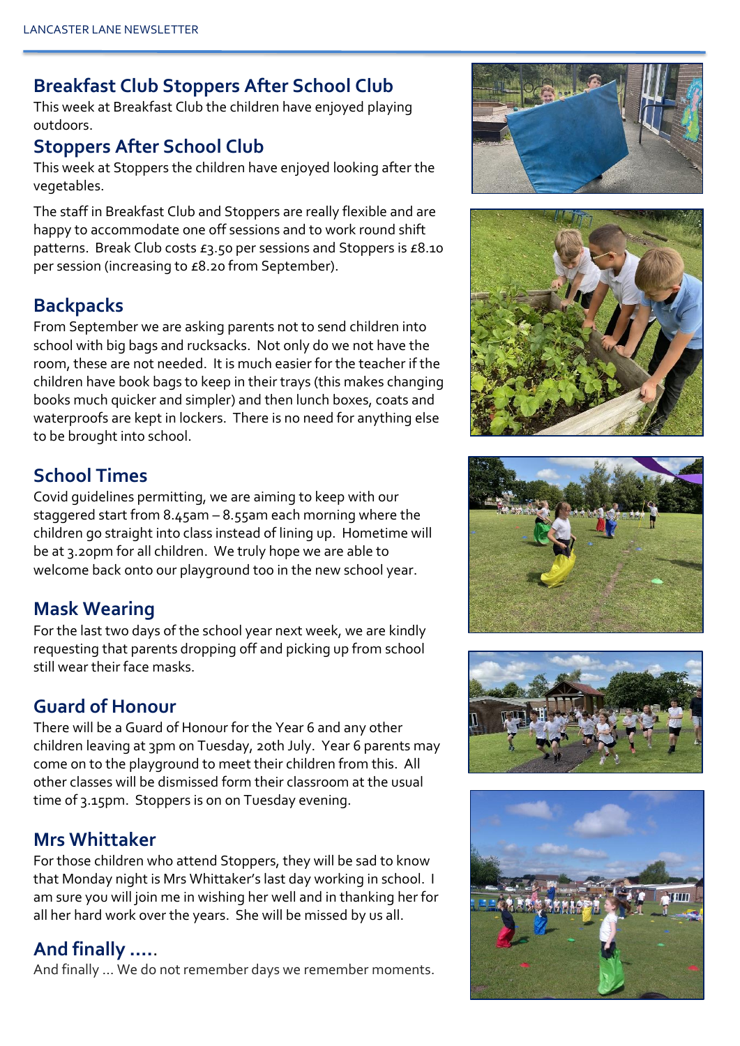## Breakfast Club Stoppers After School Club

This week at Breakfast Club the children have enjoyed playing outdoors.

## Stoppers After School Club

This week at Stoppers the children have enjoyed looking after the vegetables.

The staff in Breakfast Club and Stoppers are really flexible and are happy to accommodate one off sessions and to work round shift patterns. Break Club costs £3.50 per sessions and Stoppers is £8.10 per session (increasing to £8.20 from September).

## Backpacks

From September we are asking parents not to send children into school with big bags and rucksacks. Not only do we not have the room, these are not needed. It is much easier for the teacher if the children have book bags to keep in their trays (this makes changing books much quicker and simpler) and then lunch boxes, coats and waterproofs are kept in lockers. There is no need for anything else to be brought into school.

## School Times

Covid guidelines permitting, we are aiming to keep with our staggered start from 8.45am – 8.55am each morning where the children go straight into class instead of lining up. Hometime will be at 3.20pm for all children. We truly hope we are able to welcome back onto our playground too in the new school year.

## Mask Wearing

For the last two days of the school year next week, we are kindly requesting that parents dropping off and picking up from school still wear their face masks.

## Guard of Honour

There will be a Guard of Honour for the Year 6 and any other children leaving at 3pm on Tuesday, 20th July. Year 6 parents may come on to the playground to meet their children from this. All other classes will be dismissed form their classroom at the usual time of 3.15pm. Stoppers is on on Tuesday evening.

## Mrs Whittaker

For those children who attend Stoppers, they will be sad to know that Monday night is Mrs Whittaker's last day working in school. I am sure you will join me in wishing her well and in thanking her for all her hard work over the years. She will be missed by us all.

## And finally .....

And finally ... We do not remember days we remember moments.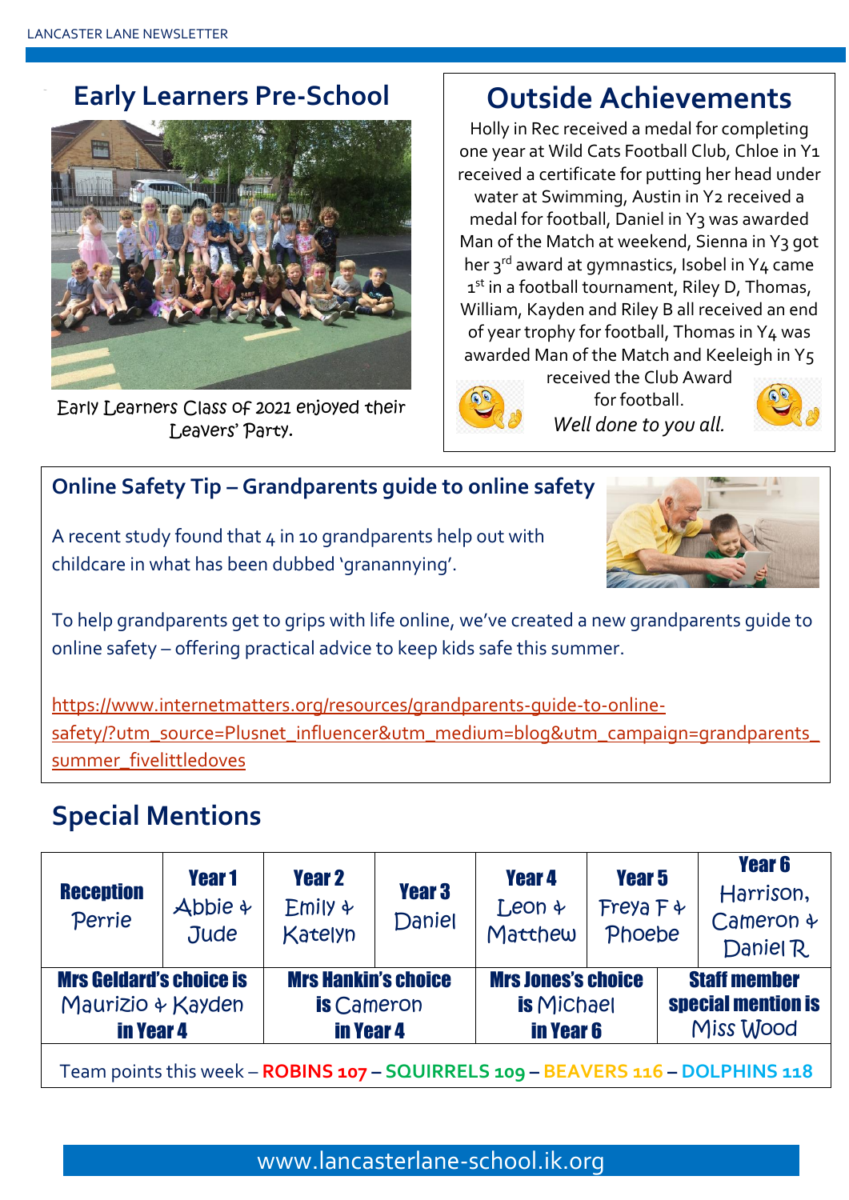## Early Learners Pre-School

Early Learners Class of 2021 enjoyed their Leavers' Party.

## Outside Achievements

Holly in Rec received a medal for completing one year at Wild Cats Football Club, Chloe in Y1 received a certificate for putting her head under water at Swimming, Austin in Y2 received a medal for football, Daniel in Y3 was awarded Man of the Match at weekend, Sienna in Y3 got her 3rd award at gymnastics, Isobel in Y4 came 1st in a football tournament, Riley D, Thomas, William, Kayden and Riley B all received an end of year trophy for football, Thomas in Y4 was awarded Man of the Match and Keeleigh in Y5 received the Club Award for football.

*Well done to you all.*

## Online Safety Tip – Grandparents guide to online safety

A recent study found that 4 in 10 grandparents help out with childcare in what has been dubbed 'granannying'.

To help grandparents get to grips with life online, we've created a new grandparents guide to online safety – offering practical advice to keep kids safe this summer.

https://www.internetmatters.org/resources/grandparents-guide-to-online-safety/?utm_source=Plusnet_influencer&utm_medium=blog&utm_campaign=grandparents_summer_fivelittledoves

## Special Mentions

| **Reception** | **Year 1** | **Year 2** | **Year 3** | **Year 4** | **Year 5** | **Year 6** |
|---|---|---|---|---|---|---|
| Perrie | Abbie & Jude | Emily & Katelyn | Daniel | Leon & Matthew | Freya F & Phoebe | Harrison, Cameron & Daniel R |
| **Mrs Geldard's choice is** Maurizio & Kayden **in Year 4** | | **Mrs Hankin's choice is** Cameron **in Year 4** | | **Mrs Jones's choice is** Michael **in Year 6** | | **Staff member special mention is** Miss Wood |

Team points this week – **ROBINS 107** – **SQUIRRELS 109** – **BEAVERS 116** – **DOLPHINS 118**

www.lancasterlane-school.ik.org